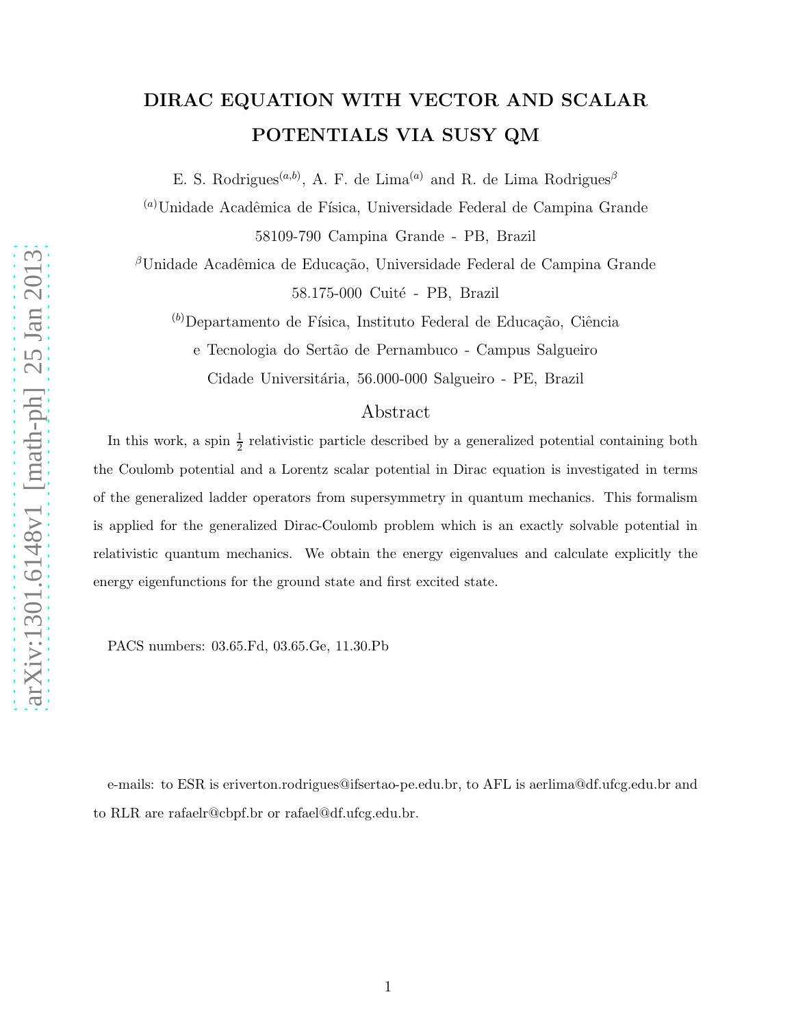# DIRAC EQUATION WITH VECTOR AND SCALAR POTENTIALS VIA SUSY QM

E. S. Rodrigues[(a,b)], A. F. de Lima[(a)] and R. de Lima Rodrigues[β]

[(a)]Unidade Acadêmica de Física, Universidade Federal de Campina Grande

58109-790 Campina Grande - PB, Brazil

[β]Unidade Acadêmica de Educação, Universidade Federal de Campina Grande

58.175-000 Cuité - PB, Brazil

[(b)]Departamento de Física, Instituto Federal de Educação, Ciência

e Tecnologia do Sertão de Pernambuco - Campus Salgueiro

Cidade Universitária, 56.000-000 Salgueiro - PE, Brazil

## Abstract

In this work, a spin $\frac{1}{2}$ relativistic particle described by a generalized potential containing both the Coulomb potential and a Lorentz scalar potential in Dirac equation is investigated in terms of the generalized ladder operators from supersymmetry in quantum mechanics. This formalism is applied for the generalized Dirac-Coulomb problem which is an exactly solvable potential in relativistic quantum mechanics. We obtain the energy eigenvalues and calculate explicitly the energy eigenfunctions for the ground state and first excited state.

PACS numbers: 03.65.Fd, 03.65.Ge, 11.30.Pb

e-mails: to ESR is eriverton.rodrigues@ifsertao-pe.edu.br, to AFL is aerlima@df.ufcg.edu.br and to RLR are rafaelr@cbpf.br or rafael@df.ufcg.edu.br.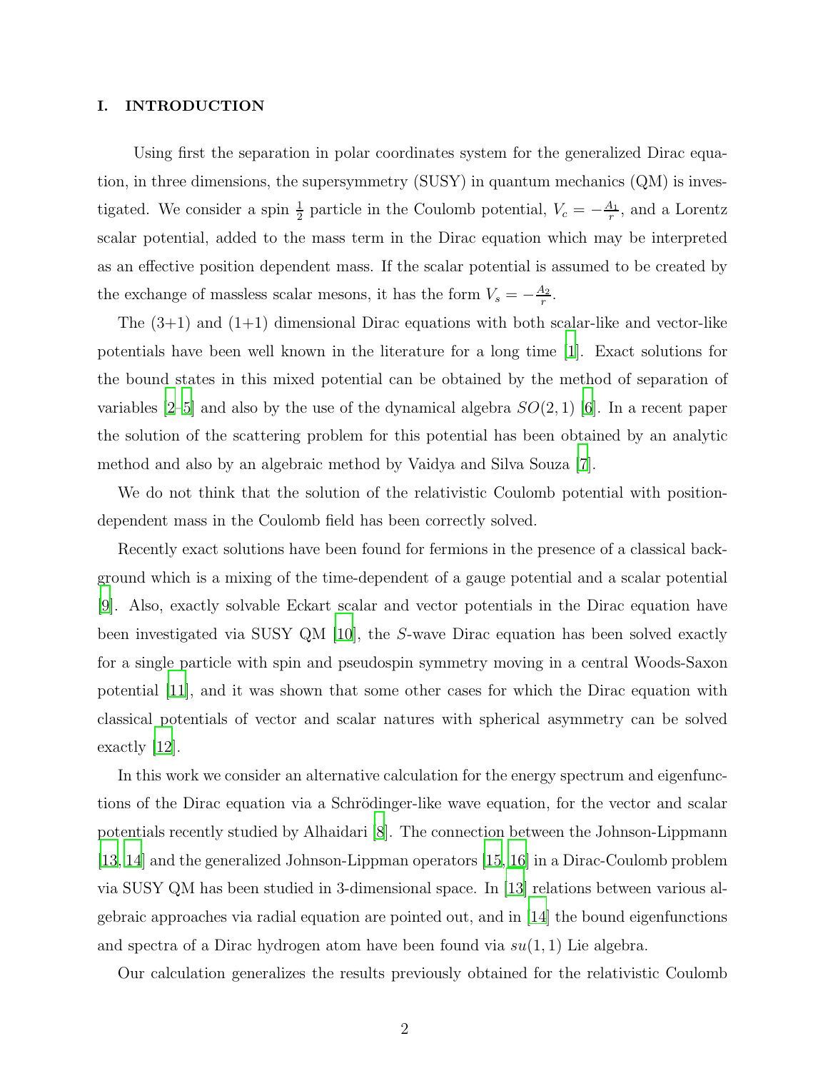## I. INTRODUCTION

Using first the separation in polar coordinates system for the generalized Dirac equation, in three dimensions, the supersymmetry (SUSY) in quantum mechanics (QM) is investigated. We consider a spin $\frac{1}{2}$ particle in the Coulomb potential, $V_c = -\frac{A_1}{r}$, and a Lorentz scalar potential, added to the mass term in the Dirac equation which may be interpreted as an effective position dependent mass. If the scalar potential is assumed to be created by the exchange of massless scalar mesons, it has the form $V_s = -\frac{A_2}{r}$.

The (3+1) and (1+1) dimensional Dirac equations with both scalar-like and vector-like potentials have been well known in the literature for a long time [1]. Exact solutions for the bound states in this mixed potential can be obtained by the method of separation of variables [2–5] and also by the use of the dynamical algebra $SO(2,1)$ [6]. In a recent paper the solution of the scattering problem for this potential has been obtained by an analytic method and also by an algebraic method by Vaidya and Silva Souza [7].

We do not think that the solution of the relativistic Coulomb potential with position-dependent mass in the Coulomb field has been correctly solved.

Recently exact solutions have been found for fermions in the presence of a classical background which is a mixing of the time-dependent of a gauge potential and a scalar potential [9]. Also, exactly solvable Eckart scalar and vector potentials in the Dirac equation have been investigated via SUSY QM [10], the $S$-wave Dirac equation has been solved exactly for a single particle with spin and pseudospin symmetry moving in a central Woods-Saxon potential [11], and it was shown that some other cases for which the Dirac equation with classical potentials of vector and scalar natures with spherical asymmetry can be solved exactly [12].

In this work we consider an alternative calculation for the energy spectrum and eigenfunctions of the Dirac equation via a Schrödinger-like wave equation, for the vector and scalar potentials recently studied by Alhaidari [8]. The connection between the Johnson-Lippmann [13, 14] and the generalized Johnson-Lippman operators [15, 16] in a Dirac-Coulomb problem via SUSY QM has been studied in 3-dimensional space. In [13] relations between various algebraic approaches via radial equation are pointed out, and in [14] the bound eigenfunctions and spectra of a Dirac hydrogen atom have been found via $su(1,1)$ Lie algebra.

Our calculation generalizes the results previously obtained for the relativistic Coulomb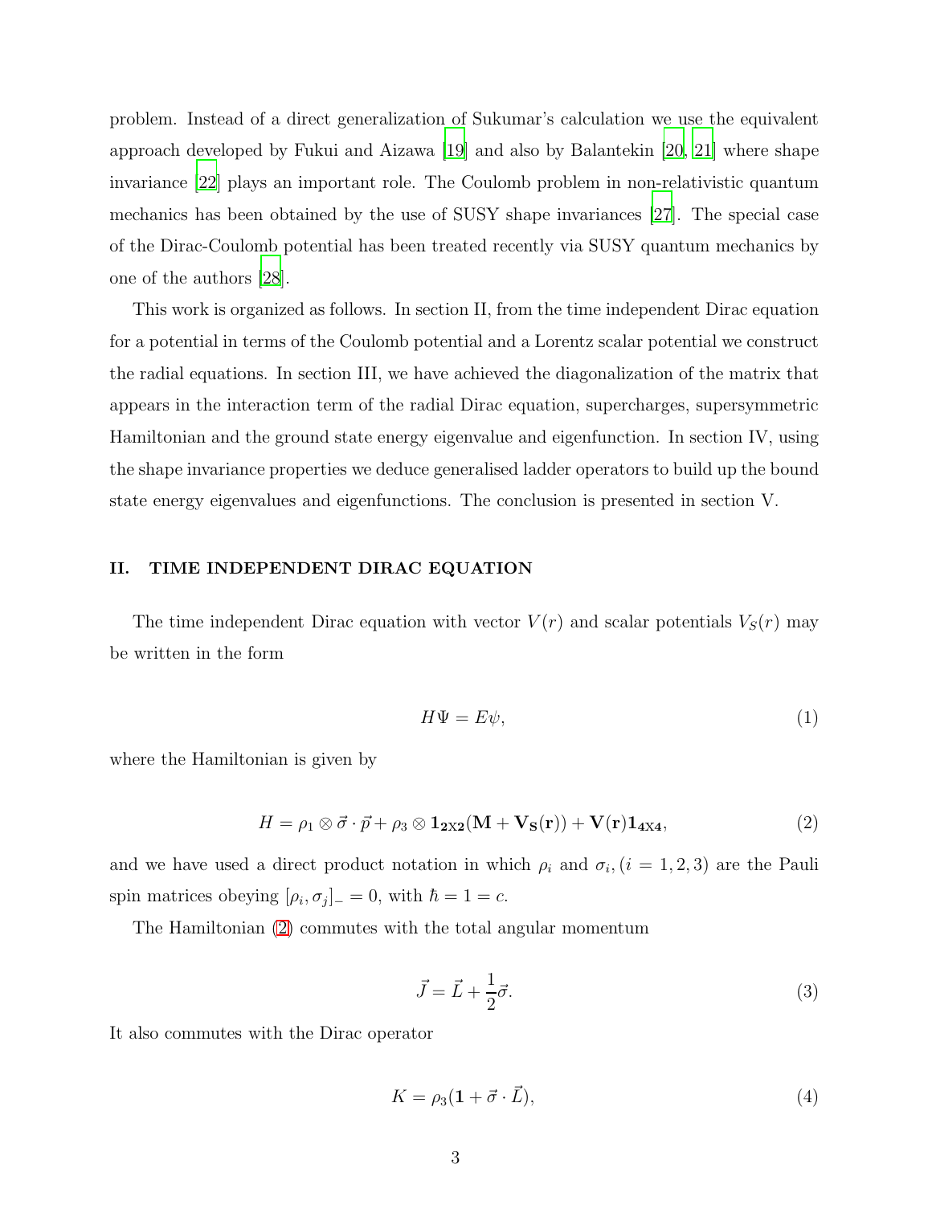problem. Instead of a direct generalization of Sukumar's calculation we use the equivalent approach developed by Fukui and Aizawa [19] and also by Balantekin [20, 21] where shape invariance [22] plays an important role. The Coulomb problem in non-relativistic quantum mechanics has been obtained by the use of SUSY shape invariances [27]. The special case of the Dirac-Coulomb potential has been treated recently via SUSY quantum mechanics by one of the authors [28].

This work is organized as follows. In section II, from the time independent Dirac equation for a potential in terms of the Coulomb potential and a Lorentz scalar potential we construct the radial equations. In section III, we have achieved the diagonalization of the matrix that appears in the interaction term of the radial Dirac equation, supercharges, supersymmetric Hamiltonian and the ground state energy eigenvalue and eigenfunction. In section IV, using the shape invariance properties we deduce generalised ladder operators to build up the bound state energy eigenvalues and eigenfunctions. The conclusion is presented in section V.

## II. TIME INDEPENDENT DIRAC EQUATION

The time independent Dirac equation with vector $V(r)$ and scalar potentials $V_S(r)$ may be written in the form

$$H\Psi = E\psi, \tag{1}$$

where the Hamiltonian is given by

$$H = \rho_1 \otimes \vec{\sigma} \cdot \vec{p} + \rho_3 \otimes \mathbf{1_{2X2}}(\mathbf{M} + \mathbf{V_S(r)}) + \mathbf{V(r)}\mathbf{1_{4X4}}, \tag{2}$$

and we have used a direct product notation in which $\rho_i$ and $\sigma_i, (i = 1, 2, 3)$ are the Pauli spin matrices obeying $[\rho_i, \sigma_j]_- = 0$, with $\hbar = 1 = c$.

The Hamiltonian (2) commutes with the total angular momentum

$$\vec{J} = \vec{L} + \frac{1}{2}\vec{\sigma}. \tag{3}$$

It also commutes with the Dirac operator

$$K = \rho_3(\mathbf{1} + \vec{\sigma} \cdot \vec{L}), \tag{4}$$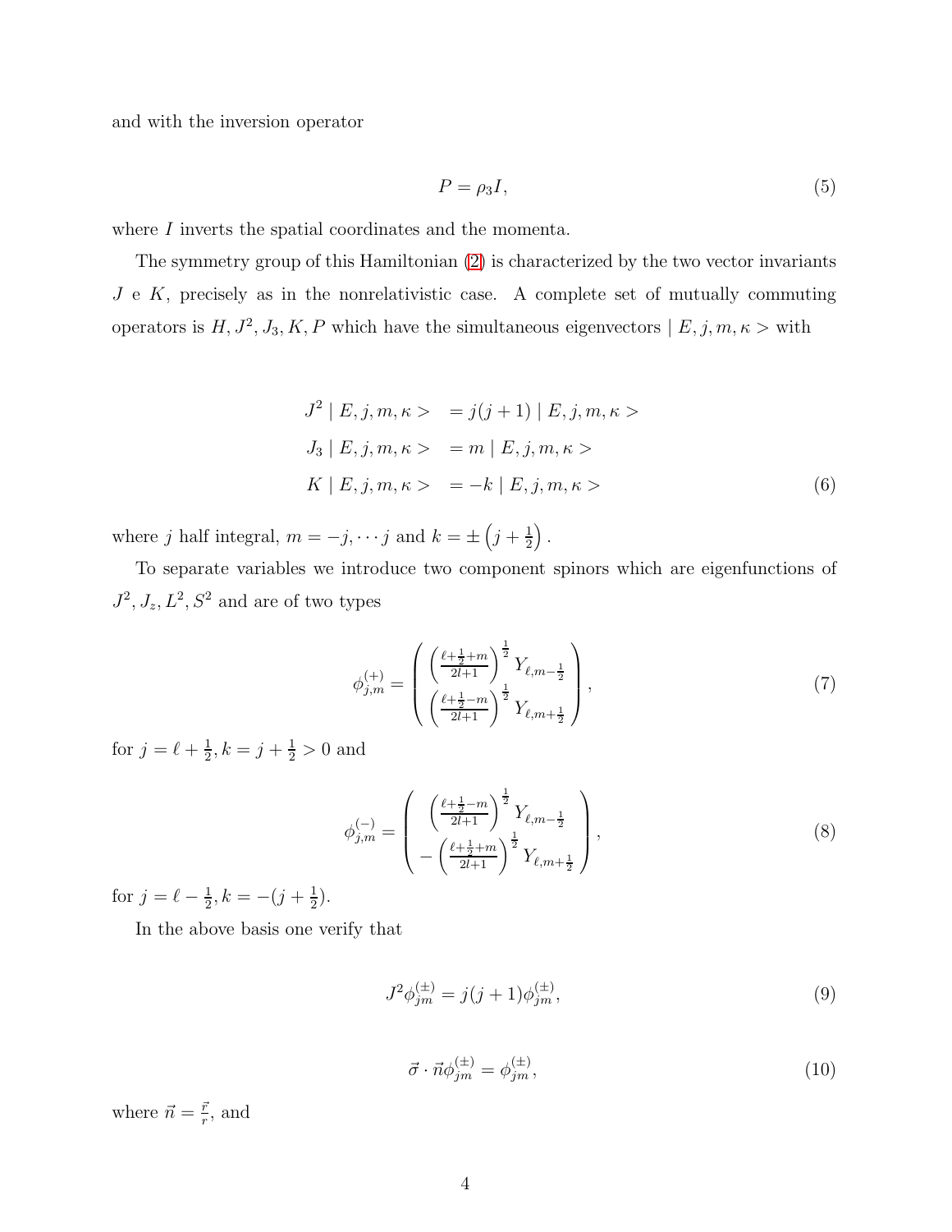and with the inversion operator

$$P = \rho_3 I, \tag{5}$$

where $I$ inverts the spatial coordinates and the momenta.

The symmetry group of this Hamiltonian (2) is characterized by the two vector invariants $J$ e $K$, precisely as in the nonrelativistic case. A complete set of mutually commuting operators is $H, J^2, J_3, K, P$ which have the simultaneous eigenvectors $\mid E, j, m, \kappa >$ with

$$\begin{aligned}
J^2 \mid E, j, m, \kappa > &= j(j+1) \mid E, j, m, \kappa > \\
J_3 \mid E, j, m, \kappa > &= m \mid E, j, m, \kappa > \\
K \mid E, j, m, \kappa > &= -k \mid E, j, m, \kappa >
\end{aligned} \tag{6}$$

where $j$ half integral, $m = -j, \cdots j$ and $k = \pm\left(j + \frac{1}{2}\right)$.

To separate variables we introduce two component spinors which are eigenfunctions of $J^2, J_z, L^2, S^2$ and are of two types

$$\phi^{(+)}_{j,m} = \begin{pmatrix} \left(\frac{\ell+\frac{1}{2}+m}{2l+1}\right)^{\frac{1}{2}} Y_{\ell, m-\frac{1}{2}} \\ \left(\frac{\ell+\frac{1}{2}-m}{2l+1}\right)^{\frac{1}{2}} Y_{\ell, m+\frac{1}{2}} \end{pmatrix}, \tag{7}$$

for $j = \ell + \frac{1}{2}, k = j + \frac{1}{2} > 0$ and

$$\phi^{(-)}_{j,m} = \begin{pmatrix} \left(\frac{\ell+\frac{1}{2}-m}{2l+1}\right)^{\frac{1}{2}} Y_{\ell, m-\frac{1}{2}} \\ -\left(\frac{\ell+\frac{1}{2}+m}{2l+1}\right)^{\frac{1}{2}} Y_{\ell, m+\frac{1}{2}} \end{pmatrix}, \tag{8}$$

for $j = \ell - \frac{1}{2}, k = -(j + \frac{1}{2})$.

In the above basis one verify that

$$J^2 \phi^{(\pm)}_{jm} = j(j+1)\phi^{(\pm)}_{jm}, \tag{9}$$

$$\vec{\sigma} \cdot \vec{n} \phi^{(\pm)}_{jm} = \phi^{(\pm)}_{jm}, \tag{10}$$

where $\vec{n} = \frac{\vec{r}}{r}$, and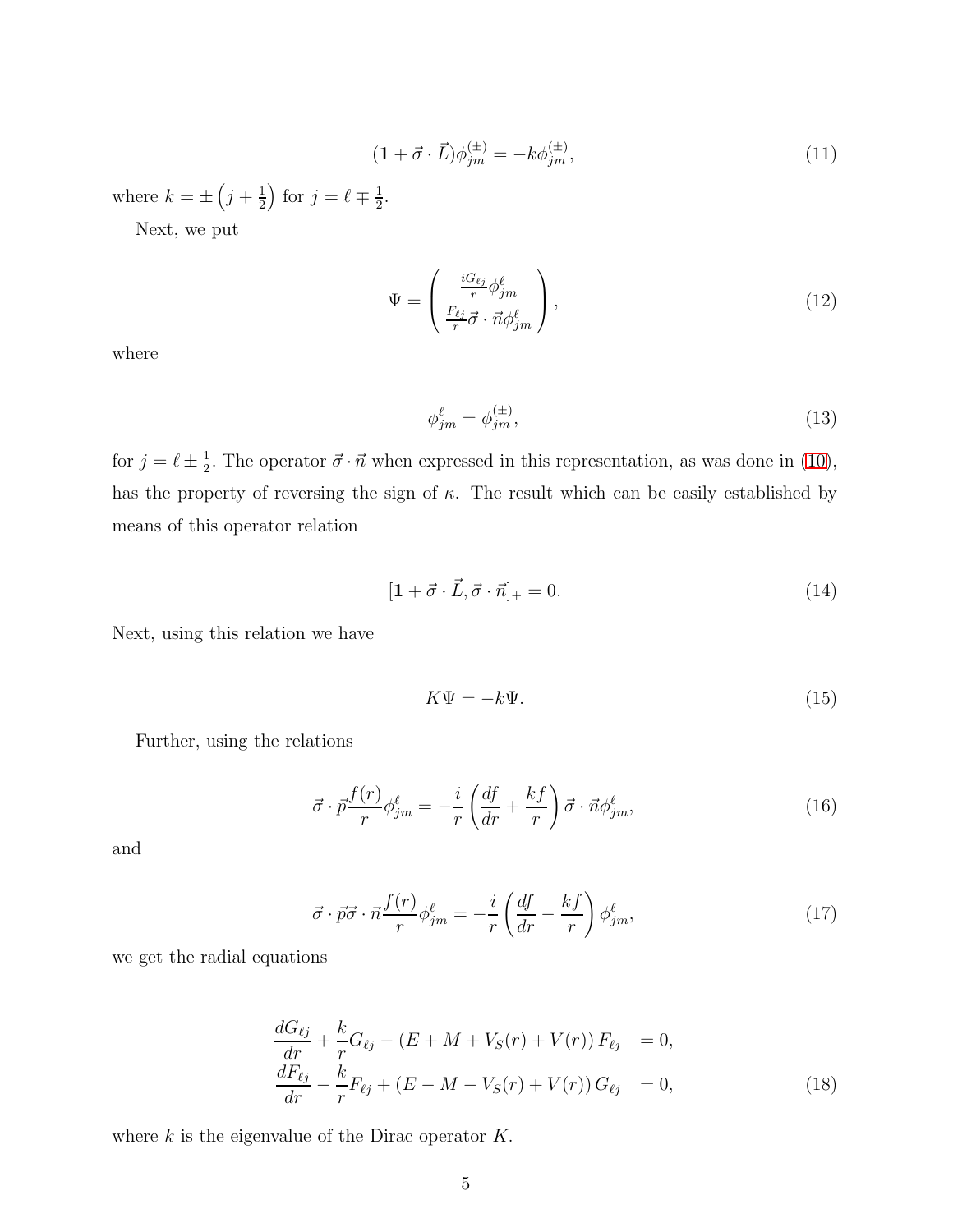$$(\mathbf{1} + \vec{\sigma} \cdot \vec{L})\phi_{jm}^{(\pm)} = -k\phi_{jm}^{(\pm)}, \tag{11}$$

where $k = \pm\left(j + \frac{1}{2}\right)$ for $j = \ell \mp \frac{1}{2}$.

Next, we put

$$\Psi = \begin{pmatrix} \frac{iG_{\ell j}}{r}\phi_{jm}^{\ell} \\ \frac{F_{\ell j}}{r}\vec{\sigma} \cdot \vec{n}\phi_{jm}^{\ell} \end{pmatrix}, \tag{12}$$

where

$$\phi_{jm}^{\ell} = \phi_{jm}^{(\pm)}, \tag{13}$$

for $j = \ell \pm \frac{1}{2}$. The operator $\vec{\sigma} \cdot \vec{n}$ when expressed in this representation, as was done in (10), has the property of reversing the sign of $\kappa$. The result which can be easily established by means of this operator relation

$$[\mathbf{1} + \vec{\sigma} \cdot \vec{L}, \vec{\sigma} \cdot \vec{n}]_{+} = 0. \tag{14}$$

Next, using this relation we have

$$K\Psi = -k\Psi. \tag{15}$$

Further, using the relations

$$\vec{\sigma} \cdot \vec{p}\frac{f(r)}{r}\phi_{jm}^{\ell} = -\frac{i}{r}\left(\frac{df}{dr} + \frac{kf}{r}\right)\vec{\sigma} \cdot \vec{n}\phi_{jm}^{\ell}, \tag{16}$$

and

$$\vec{\sigma} \cdot \vec{p}\vec{\sigma} \cdot \vec{n}\frac{f(r)}{r}\phi_{jm}^{\ell} = -\frac{i}{r}\left(\frac{df}{dr} - \frac{kf}{r}\right)\phi_{jm}^{\ell}, \tag{17}$$

we get the radial equations

$$\begin{aligned} \frac{dG_{\ell j}}{dr} + \frac{k}{r}G_{\ell j} - \left(E + M + V_S(r) + V(r)\right)F_{\ell j} &= 0, \\ \frac{dF_{\ell j}}{dr} - \frac{k}{r}F_{\ell j} + \left(E - M - V_S(r) + V(r)\right)G_{\ell j} &= 0, \end{aligned} \tag{18}$$

where $k$ is the eigenvalue of the Dirac operator $K$.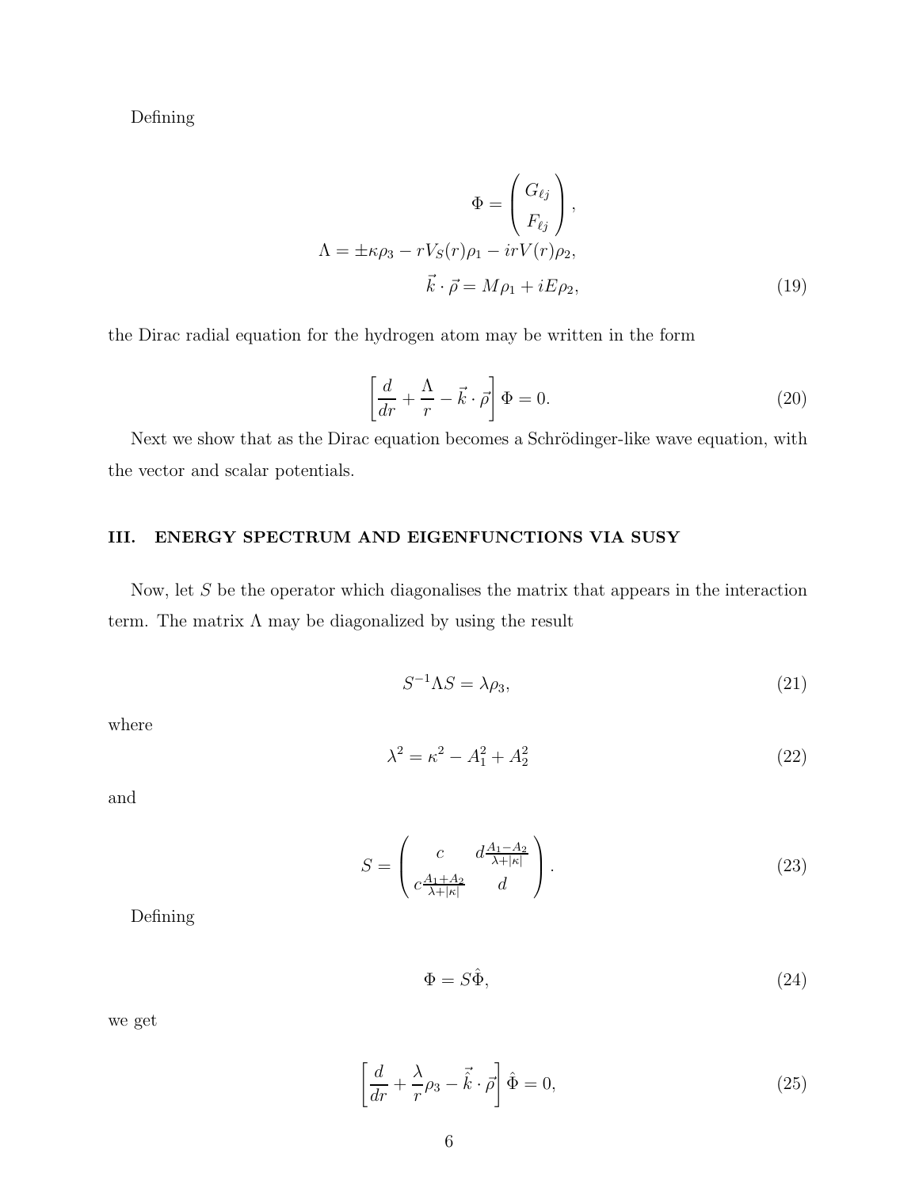Defining

$$
\Phi = \begin{pmatrix} G_{\ell j} \\ F_{\ell j} \end{pmatrix},
$$

$$
\Lambda = \pm\kappa\rho_3 - rV_S(r)\rho_1 - irV(r)\rho_2,
$$

$$
\vec{k}\cdot\vec{\rho} = M\rho_1 + iE\rho_2, \tag{19}
$$

the Dirac radial equation for the hydrogen atom may be written in the form

$$
\left[\frac{d}{dr} + \frac{\Lambda}{r} - \vec{k}\cdot\vec{\rho}\right]\Phi = 0. \tag{20}
$$

Next we show that as the Dirac equation becomes a Schrödinger-like wave equation, with the vector and scalar potentials.

## III. ENERGY SPECTRUM AND EIGENFUNCTIONS VIA SUSY

Now, let $S$ be the operator which diagonalises the matrix that appears in the interaction term. The matrix $\Lambda$ may be diagonalized by using the result

$$
S^{-1}\Lambda S = \lambda\rho_3, \tag{21}
$$

where

$$
\lambda^2 = \kappa^2 - A_1^2 + A_2^2 \tag{22}
$$

and

$$
S = \begin{pmatrix} c & d\frac{A_1 - A_2}{\lambda + |\kappa|} \\ c\frac{A_1 + A_2}{\lambda + |\kappa|} & d \end{pmatrix}. \tag{23}
$$

Defining

$$
\Phi = S\hat{\Phi}, \tag{24}
$$

we get

$$
\left[\frac{d}{dr} + \frac{\lambda}{r}\rho_3 - \vec{\hat{k}}\cdot\vec{\rho}\right]\hat{\Phi} = 0, \tag{25}
$$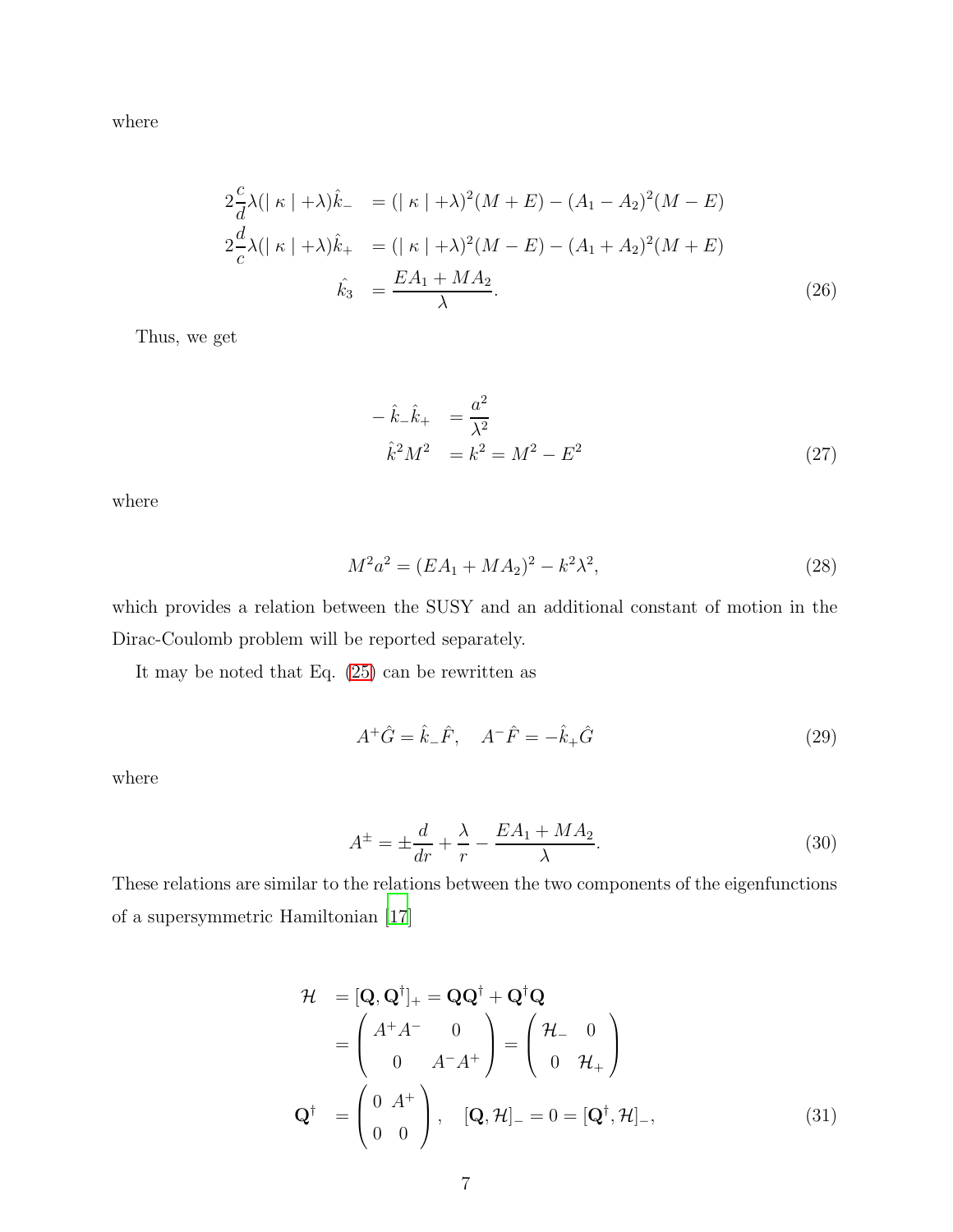where

$$
\begin{aligned}
2\frac{c}{d}\lambda(\mid \kappa \mid +\lambda)\hat{k}_- &= (\mid \kappa \mid +\lambda)^2(M+E) - (A_1 - A_2)^2(M-E) \\
2\frac{d}{c}\lambda(\mid \kappa \mid +\lambda)\hat{k}_+ &= (\mid \kappa \mid +\lambda)^2(M-E) - (A_1 + A_2)^2(M+E) \\
\hat{k_3} &= \frac{EA_1 + MA_2}{\lambda}.
\end{aligned}
\tag{26}
$$

Thus, we get

$$
\begin{aligned}
-\hat{k}_-\hat{k}_+ &= \frac{a^2}{\lambda^2} \\
\hat{k}^2 M^2 &= k^2 = M^2 - E^2
\end{aligned}
\tag{27}
$$

where

$$
M^2 a^2 = (EA_1 + MA_2)^2 - k^2\lambda^2, \tag{28}
$$

which provides a relation between the SUSY and an additional constant of motion in the Dirac-Coulomb problem will be reported separately.

It may be noted that Eq. (25) can be rewritten as

$$
A^+\hat{G} = \hat{k}_-\hat{F}, \quad A^-\hat{F} = -\hat{k}_+\hat{G} \tag{29}
$$

where

$$
A^{\pm} = \pm\frac{d}{dr} + \frac{\lambda}{r} - \frac{EA_1 + MA_2}{\lambda}. \tag{30}
$$

These relations are similar to the relations between the two components of the eigenfunctions of a supersymmetric Hamiltonian [17]

$$
\begin{aligned}
\mathcal{H} &= [\mathbf{Q}, \mathbf{Q}^\dagger]_+ = \mathbf{Q}\mathbf{Q}^\dagger + \mathbf{Q}^\dagger\mathbf{Q} \\
&= \begin{pmatrix} A^+A^- & 0 \\ 0 & A^-A^+ \end{pmatrix} = \begin{pmatrix} \mathcal{H}_- & 0 \\ 0 & \mathcal{H}_+ \end{pmatrix} \\
\mathbf{Q}^\dagger &= \begin{pmatrix} 0 & A^+ \\ 0 & 0 \end{pmatrix}, \quad [\mathbf{Q}, \mathcal{H}]_- = 0 = [\mathbf{Q}^\dagger, \mathcal{H}]_-,
\end{aligned}
\tag{31}
$$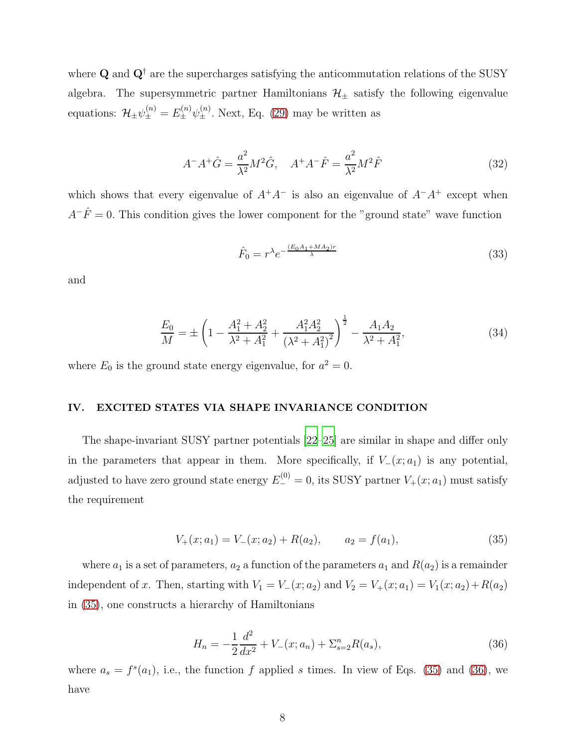where $\mathbf{Q}$ and $\mathbf{Q}^{\dagger}$ are the supercharges satisfying the anticommutation relations of the SUSY algebra. The supersymmetric partner Hamiltonians $\mathcal{H}_{\pm}$ satisfy the following eigenvalue equations: $\mathcal{H}_{\pm}\psi_{\pm}^{(n)} = E_{\pm}^{(n)}\psi_{\pm}^{(n)}$. Next, Eq. (29) may be written as

$$A^{-}A^{+}\hat{G} = \frac{a^2}{\lambda^2}M^2\hat{G}, \quad A^{+}A^{-}\hat{F} = \frac{a^2}{\lambda^2}M^2\hat{F} \tag{32}$$

which shows that every eigenvalue of $A^{+}A^{-}$ is also an eigenvalue of $A^{-}A^{+}$ except when $A^{-}\hat{F} = 0$. This condition gives the lower component for the "ground state" wave function

$$\hat{F}_0 = r^{\lambda}e^{-\frac{(E_0 A_1 + M A_2)r}{\lambda}} \tag{33}$$

and

$$\frac{E_0}{M} = \pm\left(1 - \frac{A_1^2 + A_2^2}{\lambda^2 + A_1^2} + \frac{A_1^2 A_2^2}{\left(\lambda^2 + A_1^2\right)^2}\right)^{\frac{1}{2}} - \frac{A_1 A_2}{\lambda^2 + A_1^2}, \tag{34}$$

where $E_0$ is the ground state energy eigenvalue, for $a^2 = 0$.

## IV. EXCITED STATES VIA SHAPE INVARIANCE CONDITION

The shape-invariant SUSY partner potentials [22–25] are similar in shape and differ only in the parameters that appear in them. More specifically, if $V_{-}(x; a_1)$ is any potential, adjusted to have zero ground state energy $E_{-}^{(0)} = 0$, its SUSY partner $V_{+}(x; a_1)$ must satisfy the requirement

$$V_{+}(x; a_1) = V_{-}(x; a_2) + R(a_2), \qquad a_2 = f(a_1), \tag{35}$$

where $a_1$ is a set of parameters, $a_2$ a function of the parameters $a_1$ and $R(a_2)$ is a remainder independent of $x$. Then, starting with $V_1 = V_{-}(x; a_2)$ and $V_2 = V_{+}(x; a_1) = V_1(x; a_2) + R(a_2)$ in (35), one constructs a hierarchy of Hamiltonians

$$H_n = -\frac{1}{2}\frac{d^2}{dx^2} + V_{-}(x; a_n) + \Sigma_{s=2}^{n} R(a_s), \tag{36}$$

where $a_s = f^s(a_1)$, i.e., the function $f$ applied $s$ times. In view of Eqs. (35) and (36), we have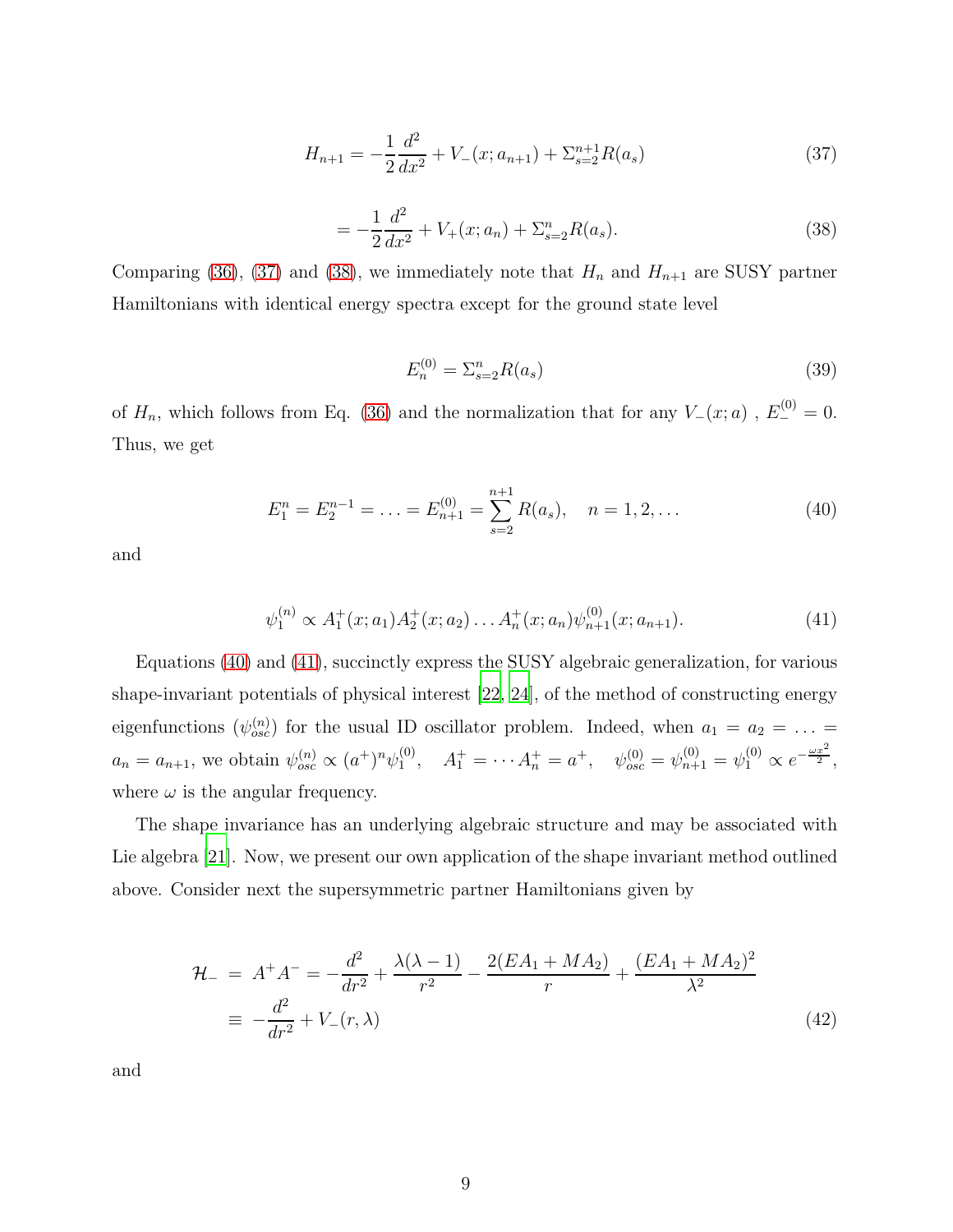$$H_{n+1} = -\frac{1}{2}\frac{d^2}{dx^2} + V_-(x; a_{n+1}) + \Sigma_{s=2}^{n+1} R(a_s) \tag{37}$$

$$= -\frac{1}{2}\frac{d^2}{dx^2} + V_+(x; a_n) + \Sigma_{s=2}^{n} R(a_s). \tag{38}$$

Comparing (36), (37) and (38), we immediately note that $H_n$ and $H_{n+1}$ are SUSY partner Hamiltonians with identical energy spectra except for the ground state level

$$E_n^{(0)} = \Sigma_{s=2}^{n} R(a_s) \tag{39}$$

of $H_n$, which follows from Eq. (36) and the normalization that for any $V_-(x; a)$ , $E_-^{(0)} = 0$. Thus, we get

$$E_1^n = E_2^{n-1} = \ldots = E_{n+1}^{(0)} = \sum_{s=2}^{n+1} R(a_s), \quad n = 1, 2, \ldots \tag{40}$$

and

$$\psi_1^{(n)} \propto A_1^+(x; a_1) A_2^+(x; a_2) \ldots A_n^+(x; a_n) \psi_{n+1}^{(0)}(x; a_{n+1}). \tag{41}$$

Equations (40) and (41), succinctly express the SUSY algebraic generalization, for various shape-invariant potentials of physical interest [22, 24], of the method of constructing energy eigenfunctions ($\psi_{osc}^{(n)}$) for the usual ID oscillator problem. Indeed, when $a_1 = a_2 = \ldots = a_n = a_{n+1}$, we obtain $\psi_{osc}^{(n)} \propto (a^+)^n \psi_1^{(0)}, \quad A_1^+ = \cdots A_n^+ = a^+, \quad \psi_{osc}^{(0)} = \psi_{n+1}^{(0)} = \psi_1^{(0)} \propto e^{-\frac{\omega x^2}{2}}$, where $\omega$ is the angular frequency.

The shape invariance has an underlying algebraic structure and may be associated with Lie algebra [21]. Now, we present our own application of the shape invariant method outlined above. Consider next the supersymmetric partner Hamiltonians given by

$$\begin{aligned}
\mathcal{H}_- &= A^+ A^- = -\frac{d^2}{dr^2} + \frac{\lambda(\lambda-1)}{r^2} - \frac{2(EA_1 + MA_2)}{r} + \frac{(EA_1 + MA_2)^2}{\lambda^2} \\
&\equiv -\frac{d^2}{dr^2} + V_-(r, \lambda)
\end{aligned} \tag{42}$$

and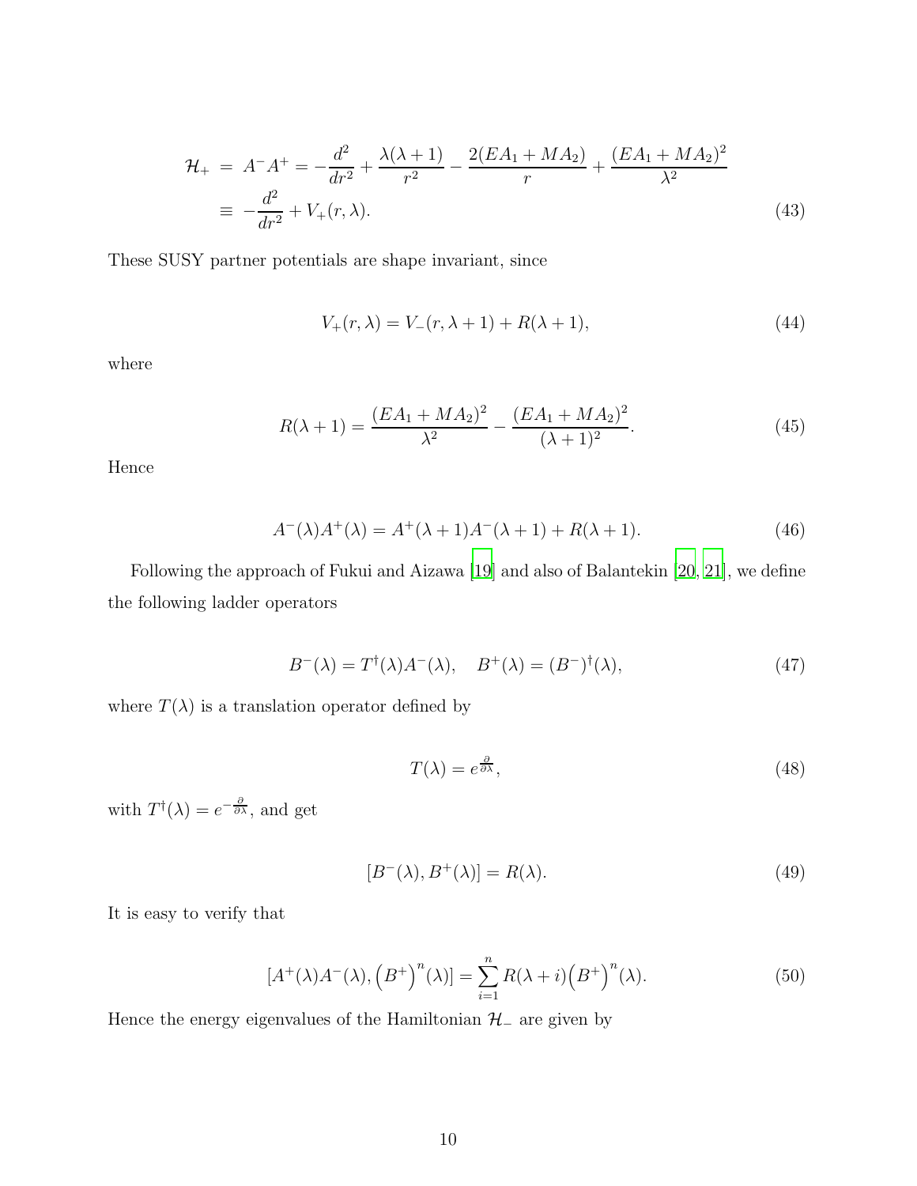$$
\begin{aligned}
\mathcal{H}_+ &= A^- A^+ = -\frac{d^2}{dr^2} + \frac{\lambda(\lambda+1)}{r^2} - \frac{2(EA_1 + MA_2)}{r} + \frac{(EA_1 + MA_2)^2}{\lambda^2} \\
&\equiv -\frac{d^2}{dr^2} + V_+(r, \lambda).
\end{aligned} \tag{43}
$$

These SUSY partner potentials are shape invariant, since

$$
V_+(r, \lambda) = V_-(r, \lambda + 1) + R(\lambda + 1), \tag{44}
$$

where

$$
R(\lambda + 1) = \frac{(EA_1 + MA_2)^2}{\lambda^2} - \frac{(EA_1 + MA_2)^2}{(\lambda + 1)^2}. \tag{45}
$$

Hence

$$
A^-(\lambda)A^+(\lambda) = A^+(\lambda + 1)A^-(\lambda + 1) + R(\lambda + 1). \tag{46}
$$

Following the approach of Fukui and Aizawa [19] and also of Balantekin [20, 21], we define the following ladder operators

$$
B^-(\lambda) = T^\dagger(\lambda)A^-(\lambda), \quad B^+(\lambda) = (B^-)^\dagger(\lambda), \tag{47}
$$

where $T(\lambda)$ is a translation operator defined by

$$
T(\lambda) = e^{\frac{\partial}{\partial \lambda}}, \tag{48}
$$

with $T^\dagger(\lambda) = e^{-\frac{\partial}{\partial \lambda}}$, and get

$$
[B^-(\lambda), B^+(\lambda)] = R(\lambda). \tag{49}
$$

It is easy to verify that

$$
[A^+(\lambda)A^-(\lambda), \big(B^+\big)^n(\lambda)] = \sum_{i=1}^{n} R(\lambda + i)\big(B^+\big)^n(\lambda). \tag{50}
$$

Hence the energy eigenvalues of the Hamiltonian $\mathcal{H}_-$ are given by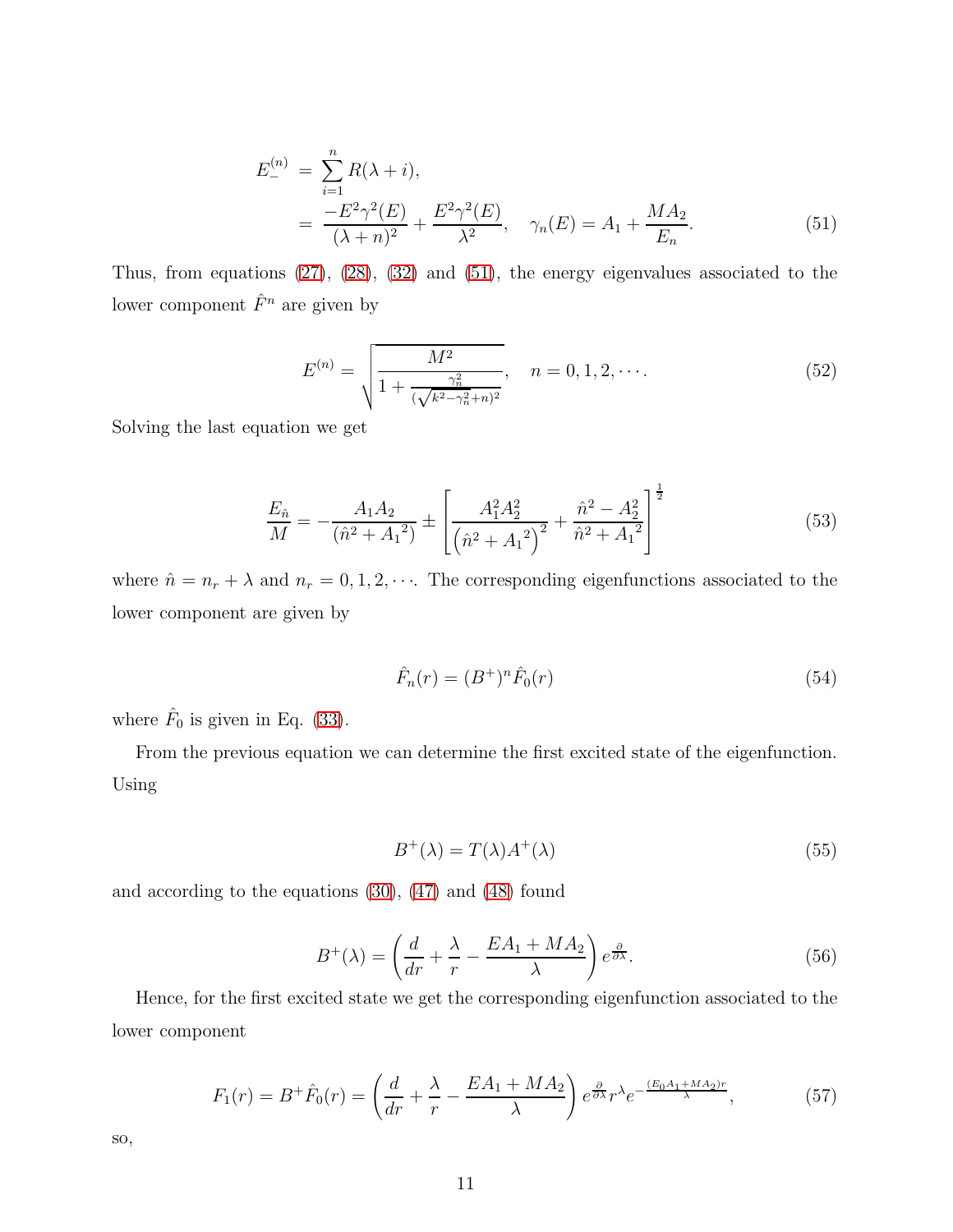$$
\begin{aligned}
E_{-}^{(n)} &= \sum_{i=1}^{n} R(\lambda + i), \\
&= \frac{-E^2\gamma^2(E)}{(\lambda+n)^2} + \frac{E^2\gamma^2(E)}{\lambda^2}, \quad \gamma_n(E) = A_1 + \frac{MA_2}{E_n}.
\end{aligned}
\tag{51}
$$

Thus, from equations (27), (28), (32) and (51), the energy eigenvalues associated to the lower component $\hat{F}^n$ are given by

$$
E^{(n)} = \sqrt{\frac{M^2}{1 + \frac{\gamma_n^2}{(\sqrt{k^2-\gamma_n^2}+n)^2}}}, \quad n = 0, 1, 2, \cdots. \tag{52}
$$

Solving the last equation we get

$$
\frac{E_{\hat{n}}}{M} = -\frac{A_1 A_2}{(\hat{n}^2 + {A_1}^2)} \pm \left[ \frac{A_1^2 A_2^2}{\left(\hat{n}^2 + {A_1}^2\right)^2} + \frac{\hat{n}^2 - A_2^2}{\hat{n}^2 + {A_1}^2} \right]^{\frac{1}{2}} \tag{53}
$$

where $\hat{n} = n_r + \lambda$ and $n_r = 0, 1, 2, \cdots$. The corresponding eigenfunctions associated to the lower component are given by

$$
\hat{F}_n(r) = (B^+)^n \hat{F}_0(r) \tag{54}
$$

where $\hat{F}_0$ is given in Eq. (33).

From the previous equation we can determine the first excited state of the eigenfunction. Using

$$
B^+(\lambda) = T(\lambda) A^+(\lambda) \tag{55}
$$

and according to the equations (30), (47) and (48) found

$$
B^+(\lambda) = \left( \frac{d}{dr} + \frac{\lambda}{r} - \frac{EA_1 + MA_2}{\lambda} \right) e^{\frac{\partial}{\partial \lambda}}. \tag{56}
$$

Hence, for the first excited state we get the corresponding eigenfunction associated to the lower component

$$
F_1(r) = B^+ \hat{F}_0(r) = \left( \frac{d}{dr} + \frac{\lambda}{r} - \frac{EA_1 + MA_2}{\lambda} \right) e^{\frac{\partial}{\partial \lambda}} r^{\lambda} e^{-\frac{(E_0 A_1 + MA_2) r}{\lambda}}, \tag{57}
$$

so,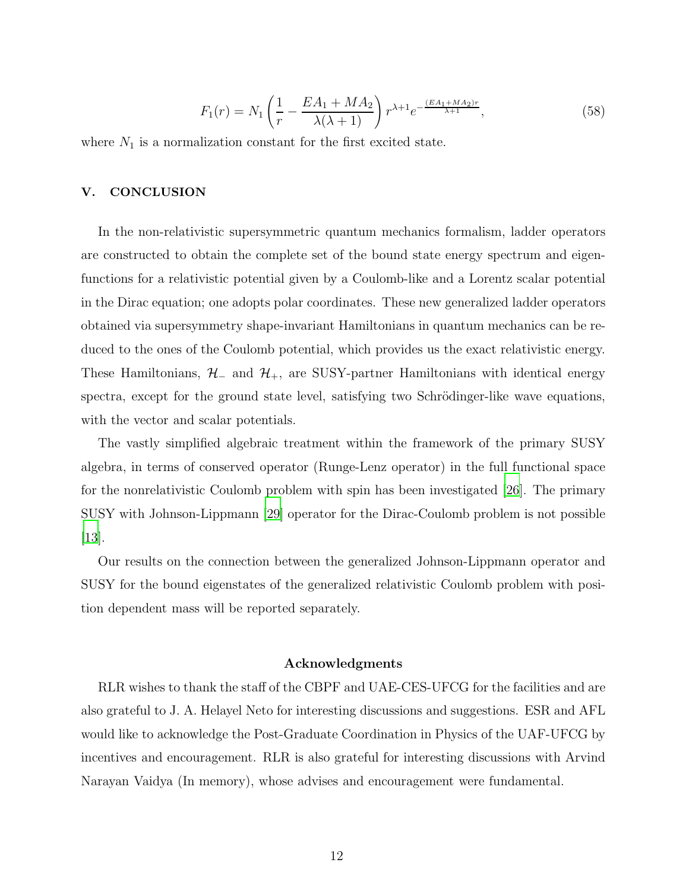$$F_1(r) = N_1 \left( \frac{1}{r} - \frac{EA_1 + MA_2}{\lambda(\lambda+1)} \right) r^{\lambda+1} e^{-\frac{(EA_1+MA_2)r}{\lambda+1}}, \tag{58}$$

where $N_1$ is a normalization constant for the first excited state.

## V. CONCLUSION

In the non-relativistic supersymmetric quantum mechanics formalism, ladder operators are constructed to obtain the complete set of the bound state energy spectrum and eigenfunctions for a relativistic potential given by a Coulomb-like and a Lorentz scalar potential in the Dirac equation; one adopts polar coordinates. These new generalized ladder operators obtained via supersymmetry shape-invariant Hamiltonians in quantum mechanics can be reduced to the ones of the Coulomb potential, which provides us the exact relativistic energy. These Hamiltonians, $\mathcal{H}_-$ and $\mathcal{H}_+$, are SUSY-partner Hamiltonians with identical energy spectra, except for the ground state level, satisfying two Schrödinger-like wave equations, with the vector and scalar potentials.

The vastly simplified algebraic treatment within the framework of the primary SUSY algebra, in terms of conserved operator (Runge-Lenz operator) in the full functional space for the nonrelativistic Coulomb problem with spin has been investigated [26]. The primary SUSY with Johnson-Lippmann [29] operator for the Dirac-Coulomb problem is not possible [13].

Our results on the connection between the generalized Johnson-Lippmann operator and SUSY for the bound eigenstates of the generalized relativistic Coulomb problem with position dependent mass will be reported separately.

### Acknowledgments

RLR wishes to thank the staff of the CBPF and UAE-CES-UFCG for the facilities and are also grateful to J. A. Helayel Neto for interesting discussions and suggestions. ESR and AFL would like to acknowledge the Post-Graduate Coordination in Physics of the UAF-UFCG by incentives and encouragement. RLR is also grateful for interesting discussions with Arvind Narayan Vaidya (In memory), whose advises and encouragement were fundamental.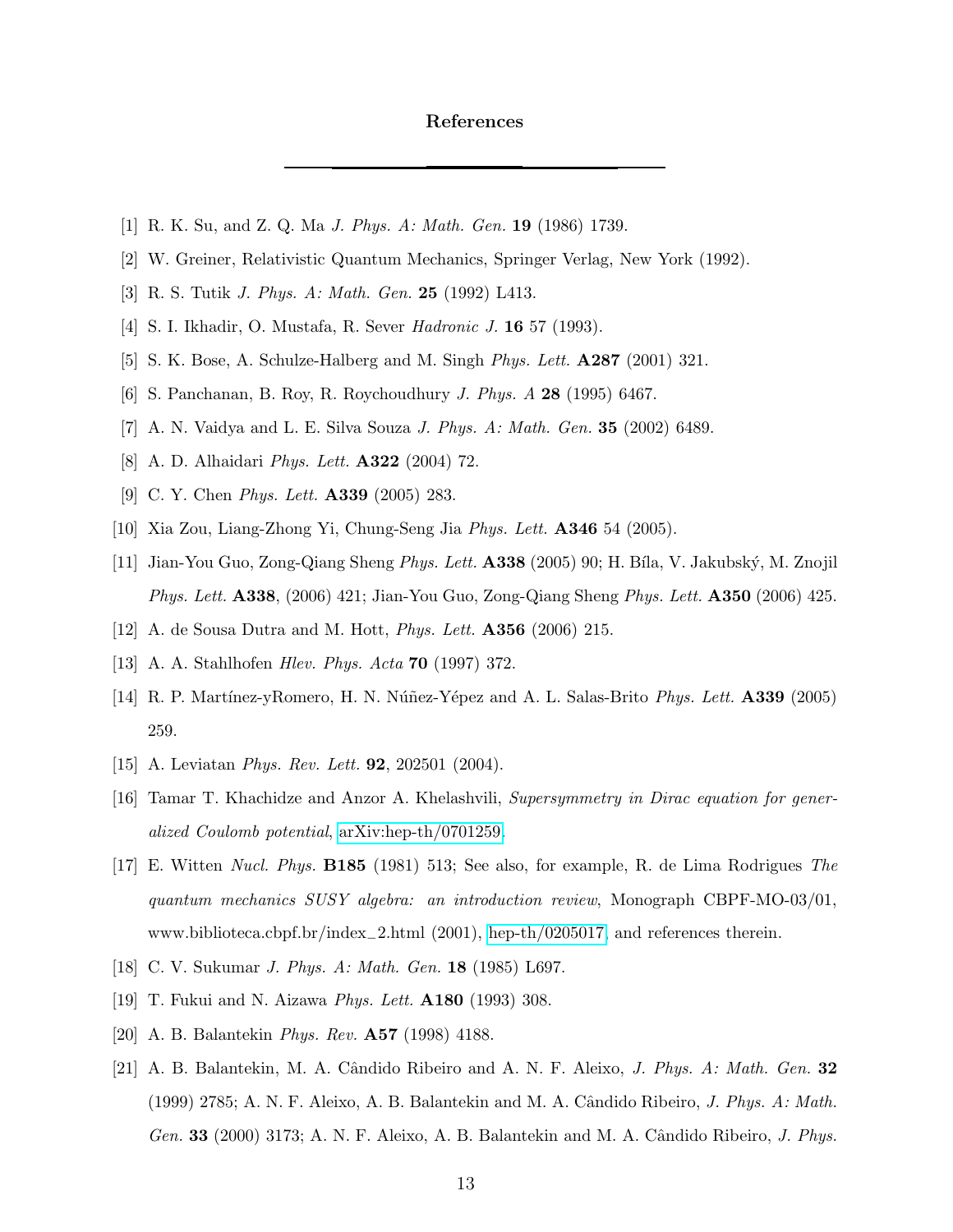## References

---

[1] R. K. Su, and Z. Q. Ma *J. Phys. A: Math. Gen.* **19** (1986) 1739.

[2] W. Greiner, Relativistic Quantum Mechanics, Springer Verlag, New York (1992).

[3] R. S. Tutik *J. Phys. A: Math. Gen.* **25** (1992) L413.

[4] S. I. Ikhadir, O. Mustafa, R. Sever *Hadronic J.* **16** 57 (1993).

[5] S. K. Bose, A. Schulze-Halberg and M. Singh *Phys. Lett.* **A287** (2001) 321.

[6] S. Panchanan, B. Roy, R. Roychoudhury *J. Phys. A* **28** (1995) 6467.

[7] A. N. Vaidya and L. E. Silva Souza *J. Phys. A: Math. Gen.* **35** (2002) 6489.

[8] A. D. Alhaidari *Phys. Lett.* **A322** (2004) 72.

[9] C. Y. Chen *Phys. Lett.* **A339** (2005) 283.

[10] Xia Zou, Liang-Zhong Yi, Chung-Seng Jia *Phys. Lett.* **A346** 54 (2005).

[11] Jian-You Guo, Zong-Qiang Sheng *Phys. Lett.* **A338** (2005) 90; H. Bíla, V. Jakubský, M. Znojil *Phys. Lett.* **A338**, (2006) 421; Jian-You Guo, Zong-Qiang Sheng *Phys. Lett.* **A350** (2006) 425.

[12] A. de Sousa Dutra and M. Hott, *Phys. Lett.* **A356** (2006) 215.

[13] A. A. Stahlhofen *Hlev. Phys. Acta* **70** (1997) 372.

[14] R. P. Martínez-yRomero, H. N. Núñez-Yépez and A. L. Salas-Brito *Phys. Lett.* **A339** (2005) 259.

[15] A. Leviatan *Phys. Rev. Lett.* **92**, 202501 (2004).

[16] Tamar T. Khachidze and Anzor A. Khelashvili, *Supersymmetry in Dirac equation for generalized Coulomb potential*, arXiv:hep-th/0701259.

[17] E. Witten *Nucl. Phys.* **B185** (1981) 513; See also, for example, R. de Lima Rodrigues *The quantum mechanics SUSY algebra: an introduction review*, Monograph CBPF-MO-03/01, www.biblioteca.cbpf.br/index_2.html (2001), hep-th/0205017, and references therein.

[18] C. V. Sukumar *J. Phys. A: Math. Gen.* **18** (1985) L697.

[19] T. Fukui and N. Aizawa *Phys. Lett.* **A180** (1993) 308.

[20] A. B. Balantekin *Phys. Rev.* **A57** (1998) 4188.

[21] A. B. Balantekin, M. A. Cândido Ribeiro and A. N. F. Aleixo, *J. Phys. A: Math. Gen.* **32** (1999) 2785; A. N. F. Aleixo, A. B. Balantekin and M. A. Cândido Ribeiro, *J. Phys. A: Math. Gen.* **33** (2000) 3173; A. N. F. Aleixo, A. B. Balantekin and M. A. Cândido Ribeiro, *J. Phys.*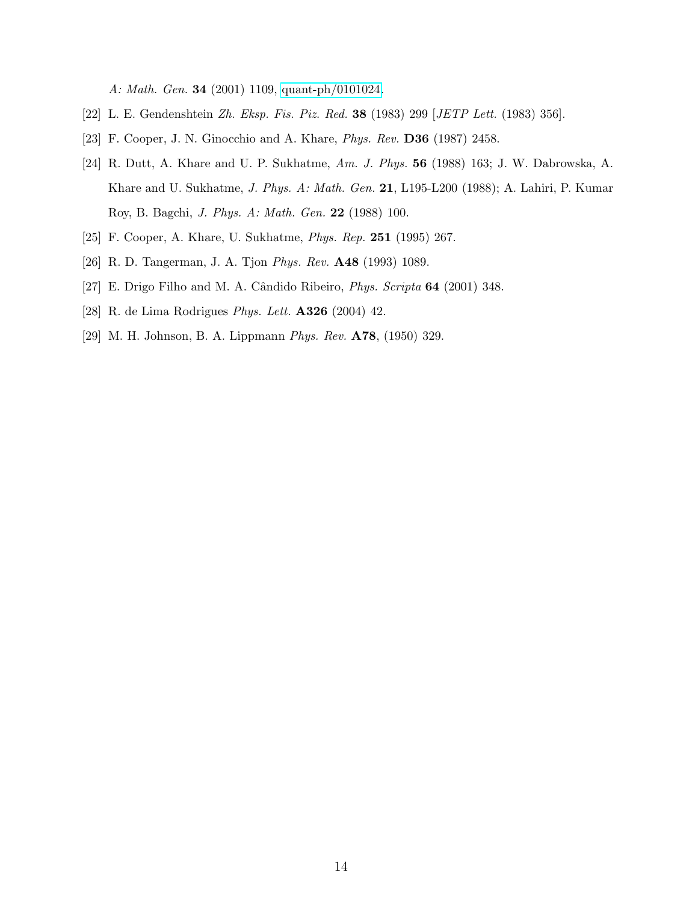*A: Math. Gen.* **34** (2001) 1109, quant-ph/0101024.

[22] L. E. Gendenshtein *Zh. Eksp. Fis. Piz. Red.* **38** (1983) 299 [*JETP Lett.* (1983) 356].

[23] F. Cooper, J. N. Ginocchio and A. Khare, *Phys. Rev.* **D36** (1987) 2458.

[24] R. Dutt, A. Khare and U. P. Sukhatme, *Am. J. Phys.* **56** (1988) 163; J. W. Dabrowska, A. Khare and U. Sukhatme, *J. Phys. A: Math. Gen.* **21**, L195-L200 (1988); A. Lahiri, P. Kumar Roy, B. Bagchi, *J. Phys. A: Math. Gen.* **22** (1988) 100.

[25] F. Cooper, A. Khare, U. Sukhatme, *Phys. Rep.* **251** (1995) 267.

[26] R. D. Tangerman, J. A. Tjon *Phys. Rev.* **A48** (1993) 1089.

[27] E. Drigo Filho and M. A. Cândido Ribeiro, *Phys. Scripta* **64** (2001) 348.

[28] R. de Lima Rodrigues *Phys. Lett.* **A326** (2004) 42.

[29] M. H. Johnson, B. A. Lippmann *Phys. Rev.* **A78**, (1950) 329.